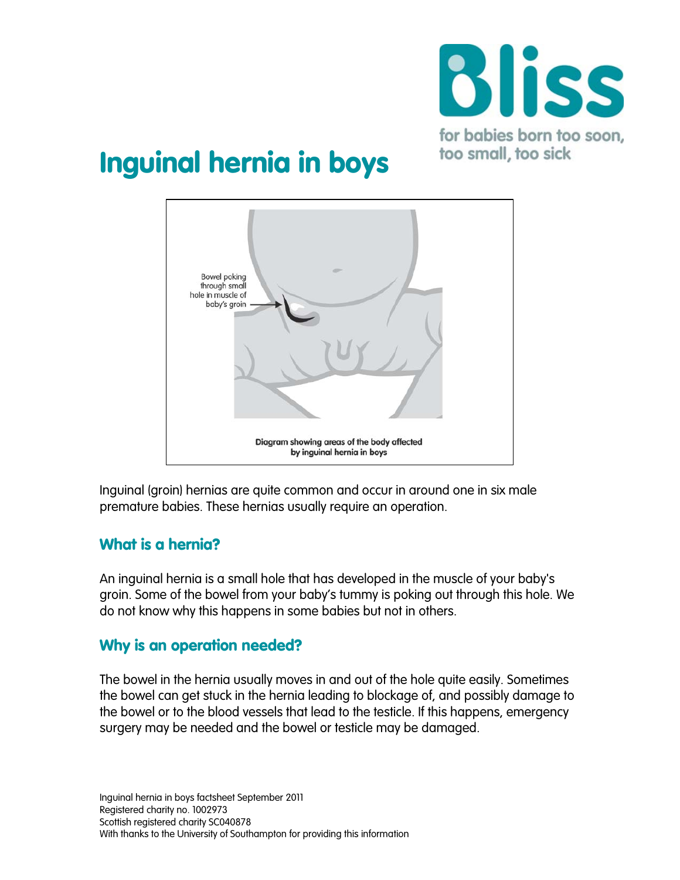Bliss

for babies born too soon, too small, too sick

# Inguinal hernia in boys

Bowel poking through small hole in muscle of baby's groin

Diagram showing areas of the body affected by inguinal hernia in boys

Inguinal (groin) hernias are quite common and occur in around one in six male premature babies. These hernias usually require an operation.

## What is a hernia?

An inguinal hernia is a small hole that has developed in the muscle of your baby's groin. Some of the bowel from your baby's tummy is poking out through this hole. We do not know why this happens in some babies but not in others.

## Why is an operation needed?

The bowel in the hernia usually moves in and out of the hole quite easily. Sometimes the bowel can get stuck in the hernia leading to blockage of, and possibly damage to the bowel or to the blood vessels that lead to the testicle. If this happens, emergency surgery may be needed and the bowel or testicle may be damaged.

Inguinal hernia in boys factsheet September 2011
Registered charity no. 1002973
Scottish registered charity SC040878
With thanks to the University of Southampton for providing this information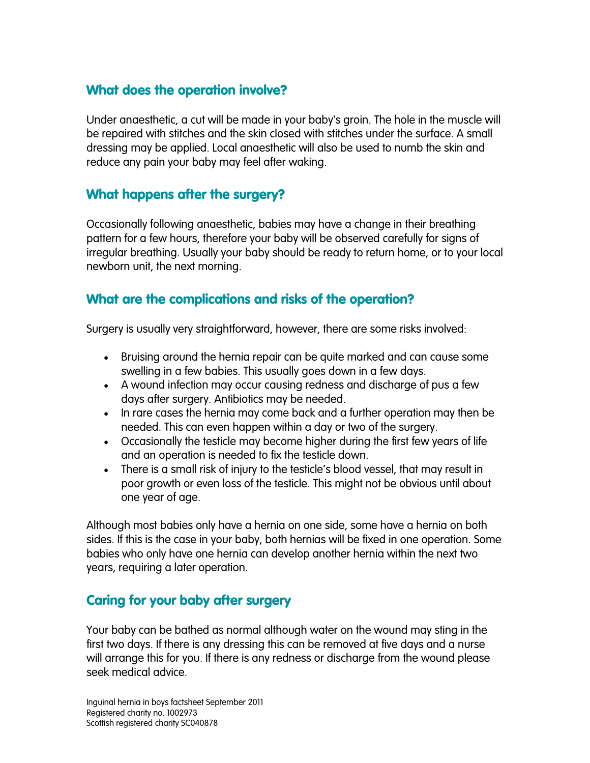## What does the operation involve?

Under anaesthetic, a cut will be made in your baby's groin. The hole in the muscle will be repaired with stitches and the skin closed with stitches under the surface. A small dressing may be applied. Local anaesthetic will also be used to numb the skin and reduce any pain your baby may feel after waking.

## What happens after the surgery?

Occasionally following anaesthetic, babies may have a change in their breathing pattern for a few hours, therefore your baby will be observed carefully for signs of irregular breathing. Usually your baby should be ready to return home, or to your local newborn unit, the next morning.

## What are the complications and risks of the operation?

Surgery is usually very straightforward, however, there are some risks involved:

- Bruising around the hernia repair can be quite marked and can cause some swelling in a few babies. This usually goes down in a few days.
- A wound infection may occur causing redness and discharge of pus a few days after surgery. Antibiotics may be needed.
- In rare cases the hernia may come back and a further operation may then be needed. This can even happen within a day or two of the surgery.
- Occasionally the testicle may become higher during the first few years of life and an operation is needed to fix the testicle down.
- There is a small risk of injury to the testicle's blood vessel, that may result in poor growth or even loss of the testicle. This might not be obvious until about one year of age.

Although most babies only have a hernia on one side, some have a hernia on both sides. If this is the case in your baby, both hernias will be fixed in one operation. Some babies who only have one hernia can develop another hernia within the next two years, requiring a later operation.

## Caring for your baby after surgery

Your baby can be bathed as normal although water on the wound may sting in the first two days. If there is any dressing this can be removed at five days and a nurse will arrange this for you. If there is any redness or discharge from the wound please seek medical advice.

Inguinal hernia in boys factsheet September 2011
Registered charity no. 1002973
Scottish registered charity SC040878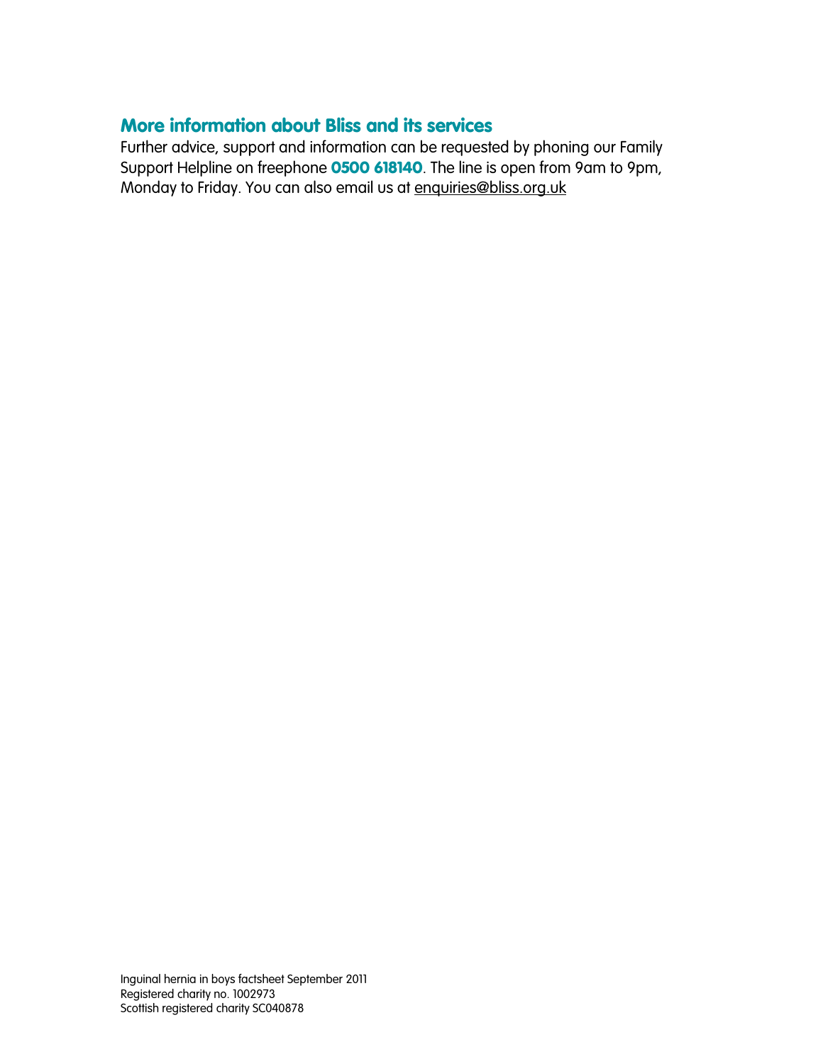## More information about Bliss and its services

Further advice, support and information can be requested by phoning our Family Support Helpline on freephone **0500 618140**. The line is open from 9am to 9pm, Monday to Friday. You can also email us at enquiries@bliss.org.uk

Inguinal hernia in boys factsheet September 2011
Registered charity no. 1002973
Scottish registered charity SC040878